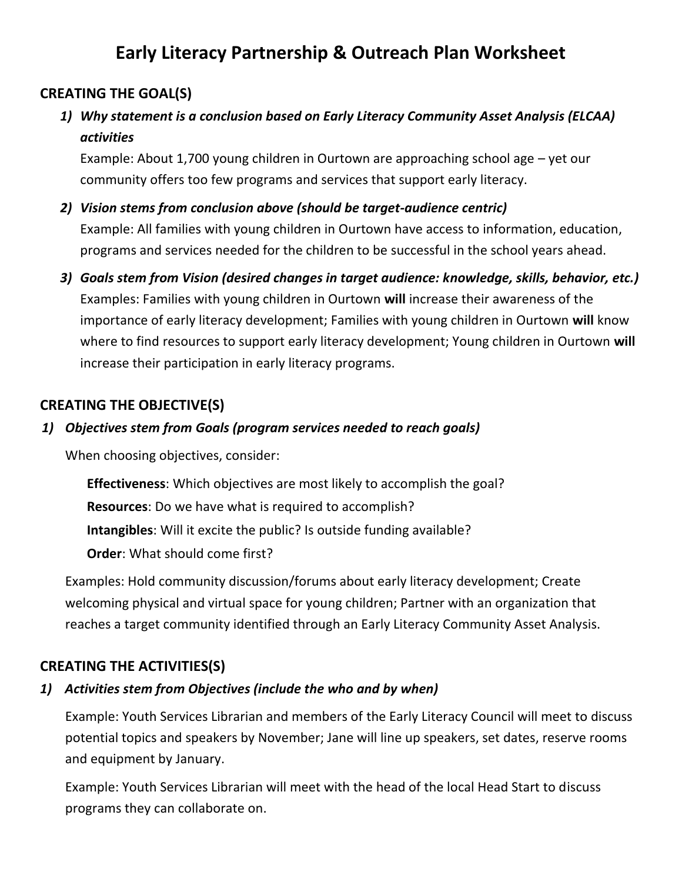# Early Literacy Partnership & Outreach Plan Worksheet

## CREATING THE GOAL(S)

1) ***Why statement is a conclusion based on Early Literacy Community Asset Analysis (ELCAA) activities***

   Example: About 1,700 young children in Ourtown are approaching school age – yet our community offers too few programs and services that support early literacy.

2) ***Vision stems from conclusion above (should be target-audience centric)***

   Example: All families with young children in Ourtown have access to information, education, programs and services needed for the children to be successful in the school years ahead.

3) ***Goals stem from Vision (desired changes in target audience: knowledge, skills, behavior, etc.)***

   Examples: Families with young children in Ourtown **will** increase their awareness of the importance of early literacy development; Families with young children in Ourtown **will** know where to find resources to support early literacy development; Young children in Ourtown **will** increase their participation in early literacy programs.

## CREATING THE OBJECTIVE(S)

1) ***Objectives stem from Goals (program services needed to reach goals)***

   When choosing objectives, consider:

   **Effectiveness**: Which objectives are most likely to accomplish the goal?

   **Resources**: Do we have what is required to accomplish?

   **Intangibles**: Will it excite the public? Is outside funding available?

   **Order**: What should come first?

   Examples: Hold community discussion/forums about early literacy development; Create welcoming physical and virtual space for young children; Partner with an organization that reaches a target community identified through an Early Literacy Community Asset Analysis.

## CREATING THE ACTIVITIES(S)

1) ***Activities stem from Objectives (include the who and by when)***

   Example: Youth Services Librarian and members of the Early Literacy Council will meet to discuss potential topics and speakers by November; Jane will line up speakers, set dates, reserve rooms and equipment by January.

   Example: Youth Services Librarian will meet with the head of the local Head Start to discuss programs they can collaborate on.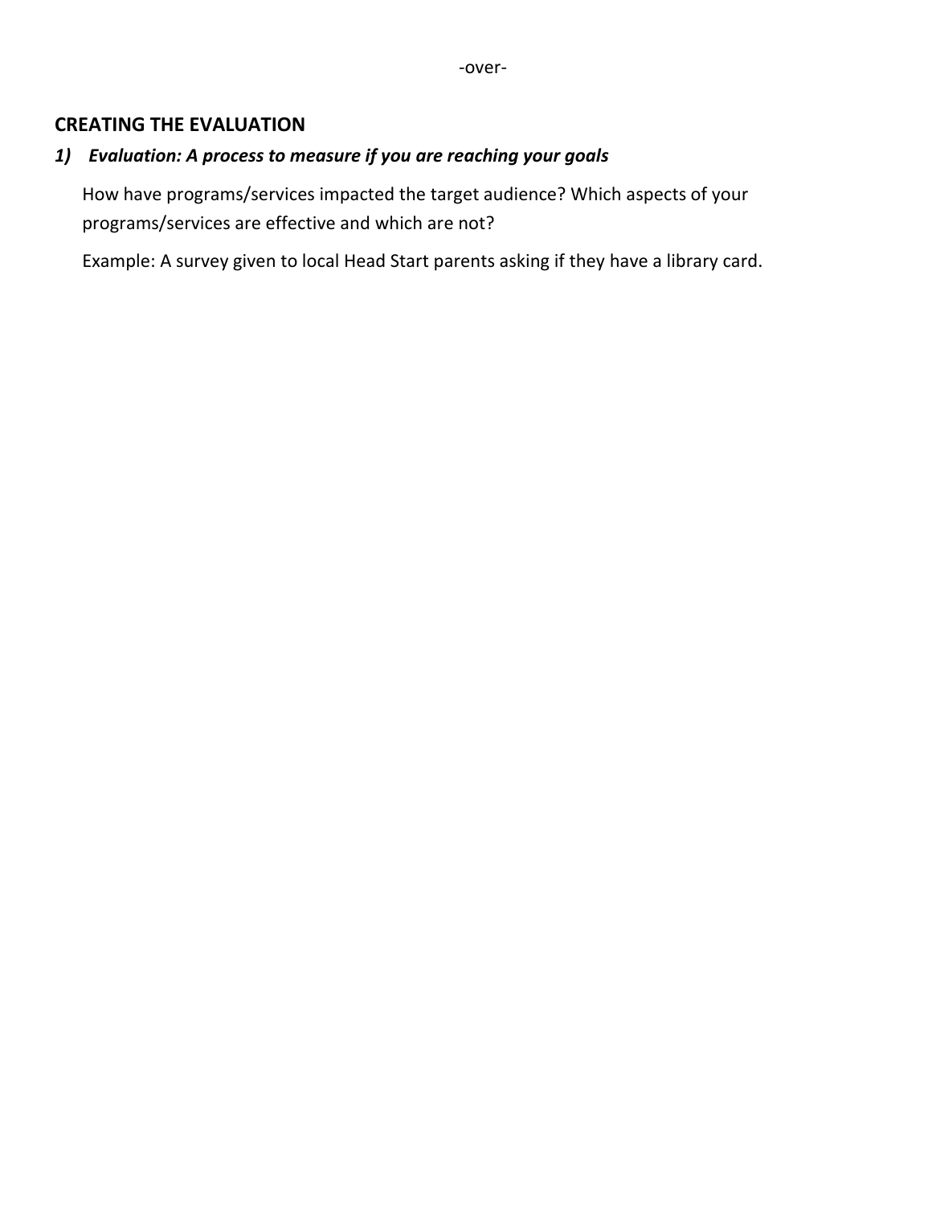## CREATING THE EVALUATION

1) ***Evaluation: A process to measure if you are reaching your goals***

   How have programs/services impacted the target audience? Which aspects of your programs/services are effective and which are not?

   Example: A survey given to local Head Start parents asking if they have a library card.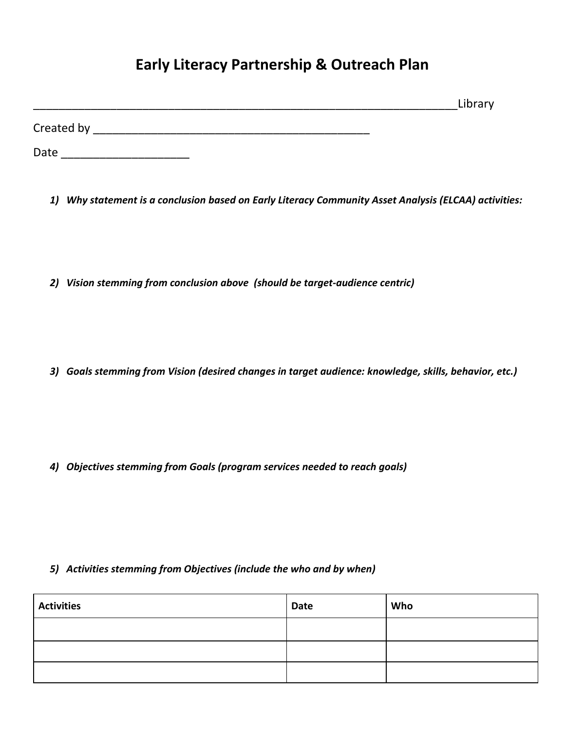# Early Literacy Partnership & Outreach Plan

_______________________________________________________________________Library

Created by ______________________________________________

Date ____________________

1) ***Why statement is a conclusion based on Early Literacy Community Asset Analysis (ELCAA) activities:***

2) ***Vision stemming from conclusion above (should be target-audience centric)***

3) ***Goals stemming from Vision (desired changes in target audience: knowledge, skills, behavior, etc.)***

4) ***Objectives stemming from Goals (program services needed to reach goals)***

5) ***Activities stemming from Objectives (include the who and by when)***

| Activities | Date | Who |
|---|---|---|
| | | |
| | | |
| | | |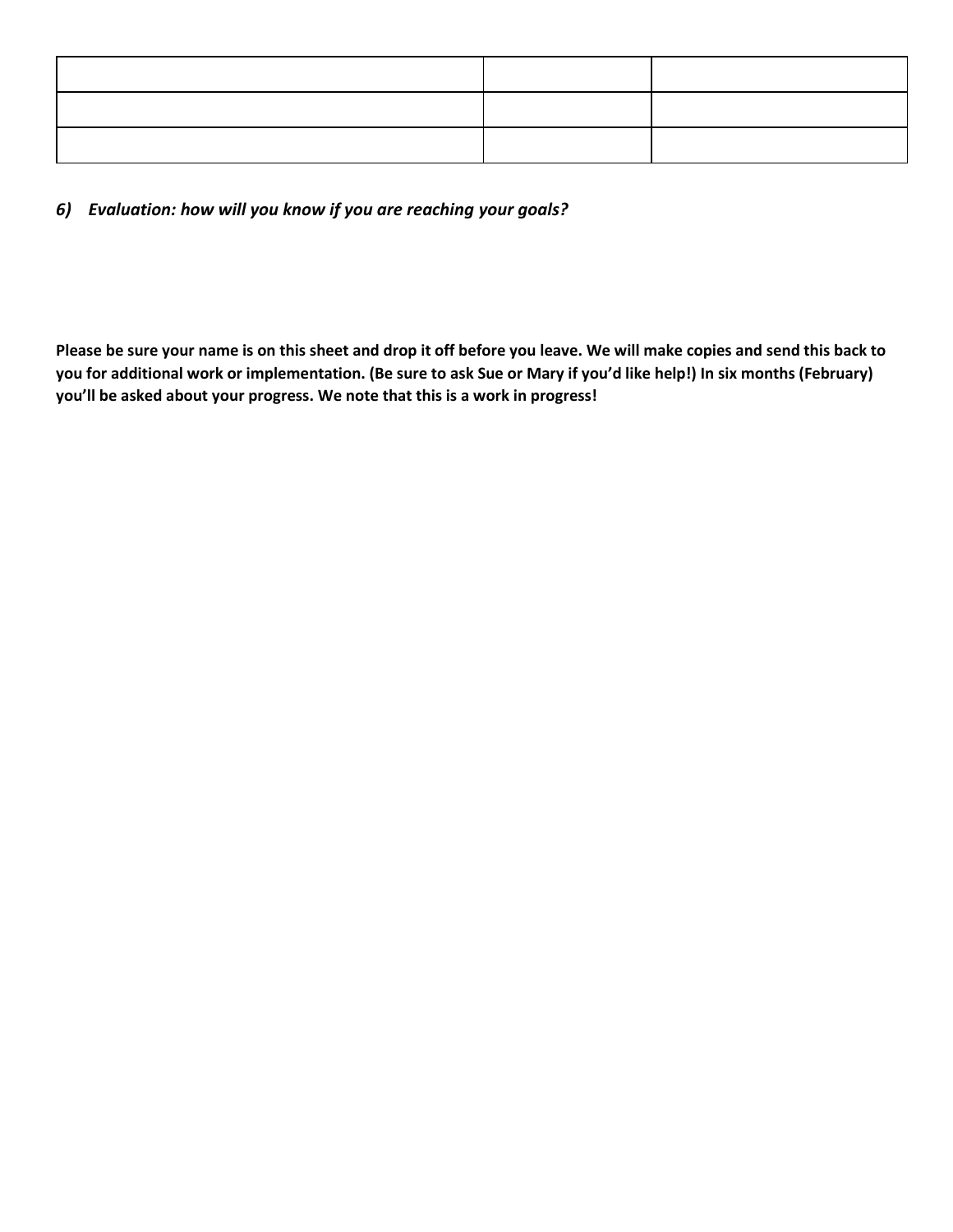| | | |
|---|---|---|
| | | |
| | | |
| | | |

### *6) Evaluation: how will you know if you are reaching your goals?*

**Please be sure your name is on this sheet and drop it off before you leave. We will make copies and send this back to you for additional work or implementation. (Be sure to ask Sue or Mary if you'd like help!) In six months (February) you'll be asked about your progress. We note that this is a work in progress!**